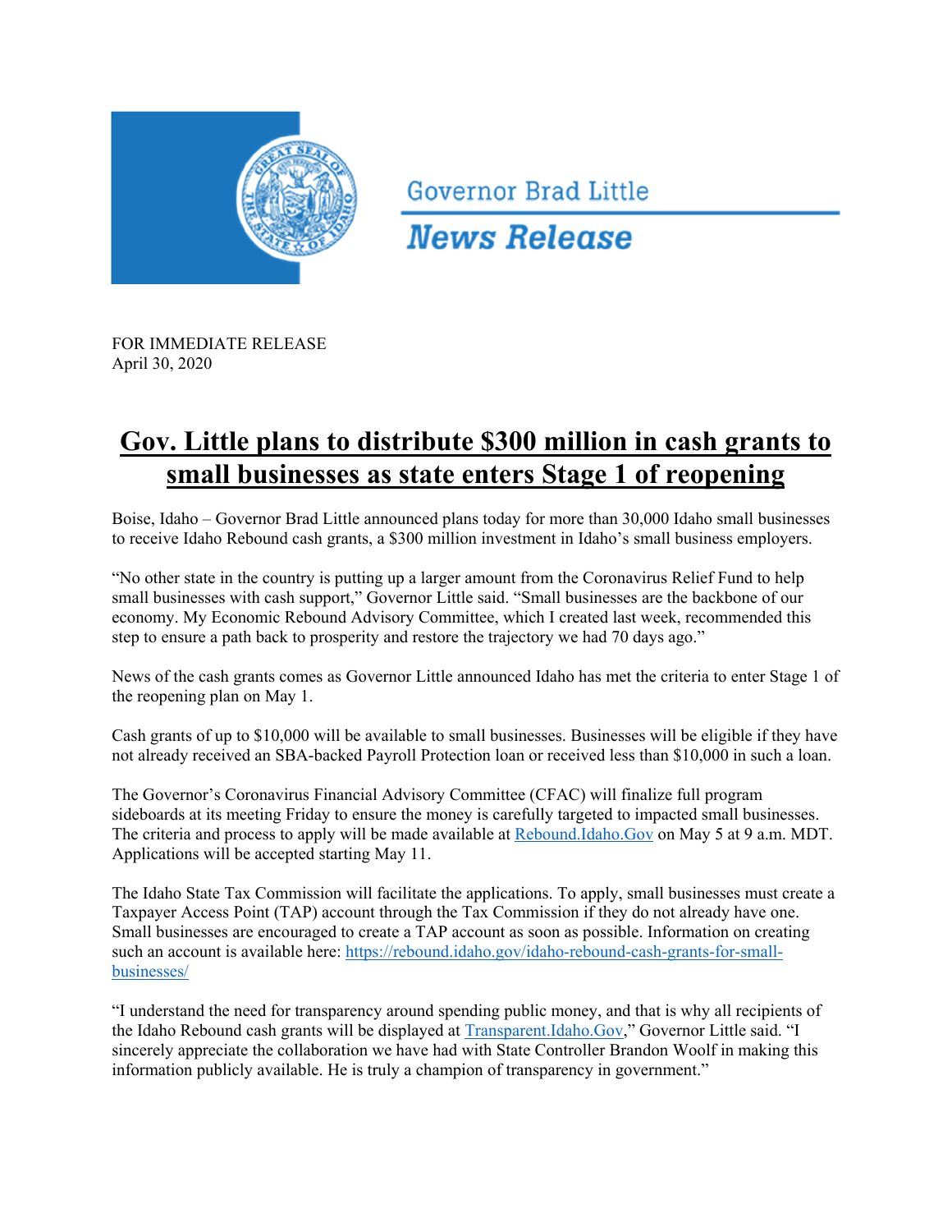Governor Brad Little

***News Release***

FOR IMMEDIATE RELEASE
April 30, 2020

# Gov. Little plans to distribute $300 million in cash grants to small businesses as state enters Stage 1 of reopening

Boise, Idaho – Governor Brad Little announced plans today for more than 30,000 Idaho small businesses to receive Idaho Rebound cash grants, a $300 million investment in Idaho's small business employers.

"No other state in the country is putting up a larger amount from the Coronavirus Relief Fund to help small businesses with cash support," Governor Little said. "Small businesses are the backbone of our economy. My Economic Rebound Advisory Committee, which I created last week, recommended this step to ensure a path back to prosperity and restore the trajectory we had 70 days ago."

News of the cash grants comes as Governor Little announced Idaho has met the criteria to enter Stage 1 of the reopening plan on May 1.

Cash grants of up to $10,000 will be available to small businesses. Businesses will be eligible if they have not already received an SBA-backed Payroll Protection loan or received less than $10,000 in such a loan.

The Governor's Coronavirus Financial Advisory Committee (CFAC) will finalize full program sideboards at its meeting Friday to ensure the money is carefully targeted to impacted small businesses. The criteria and process to apply will be made available at [Rebound.Idaho.Gov](Rebound.Idaho.Gov) on May 5 at 9 a.m. MDT. Applications will be accepted starting May 11.

The Idaho State Tax Commission will facilitate the applications. To apply, small businesses must create a Taxpayer Access Point (TAP) account through the Tax Commission if they do not already have one. Small businesses are encouraged to create a TAP account as soon as possible. Information on creating such an account is available here: [https://rebound.idaho.gov/idaho-rebound-cash-grants-for-small-businesses/](https://rebound.idaho.gov/idaho-rebound-cash-grants-for-small-businesses/)

"I understand the need for transparency around spending public money, and that is why all recipients of the Idaho Rebound cash grants will be displayed at [Transparent.Idaho.Gov](Transparent.Idaho.Gov)," Governor Little said. "I sincerely appreciate the collaboration we have had with State Controller Brandon Woolf in making this information publicly available. He is truly a champion of transparency in government."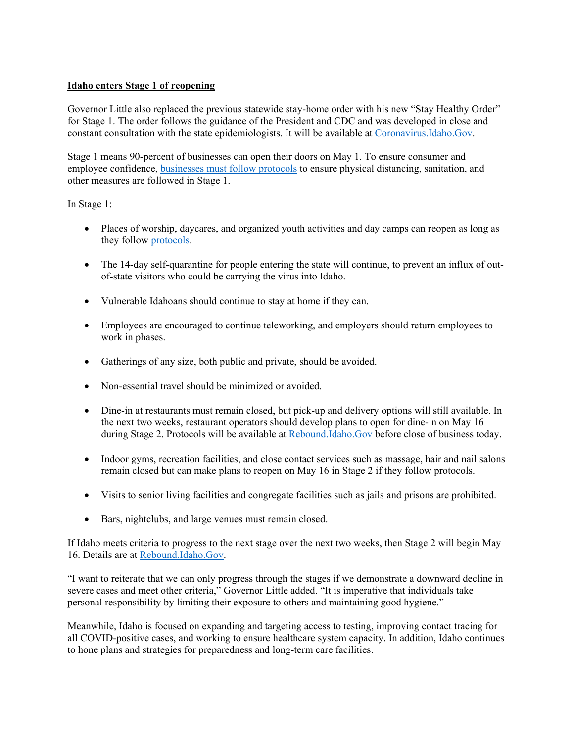**Idaho enters Stage 1 of reopening**

Governor Little also replaced the previous statewide stay-home order with his new "Stay Healthy Order" for Stage 1. The order follows the guidance of the President and CDC and was developed in close and constant consultation with the state epidemiologists. It will be available at Coronavirus.Idaho.Gov.

Stage 1 means 90-percent of businesses can open their doors on May 1. To ensure consumer and employee confidence, businesses must follow protocols to ensure physical distancing, sanitation, and other measures are followed in Stage 1.

In Stage 1:

- Places of worship, daycares, and organized youth activities and day camps can reopen as long as they follow protocols.
- The 14-day self-quarantine for people entering the state will continue, to prevent an influx of out-of-state visitors who could be carrying the virus into Idaho.
- Vulnerable Idahoans should continue to stay at home if they can.
- Employees are encouraged to continue teleworking, and employers should return employees to work in phases.
- Gatherings of any size, both public and private, should be avoided.
- Non-essential travel should be minimized or avoided.
- Dine-in at restaurants must remain closed, but pick-up and delivery options will still available. In the next two weeks, restaurant operators should develop plans to open for dine-in on May 16 during Stage 2. Protocols will be available at Rebound.Idaho.Gov before close of business today.
- Indoor gyms, recreation facilities, and close contact services such as massage, hair and nail salons remain closed but can make plans to reopen on May 16 in Stage 2 if they follow protocols.
- Visits to senior living facilities and congregate facilities such as jails and prisons are prohibited.
- Bars, nightclubs, and large venues must remain closed.

If Idaho meets criteria to progress to the next stage over the next two weeks, then Stage 2 will begin May 16. Details are at Rebound.Idaho.Gov.

"I want to reiterate that we can only progress through the stages if we demonstrate a downward decline in severe cases and meet other criteria," Governor Little added. "It is imperative that individuals take personal responsibility by limiting their exposure to others and maintaining good hygiene."

Meanwhile, Idaho is focused on expanding and targeting access to testing, improving contact tracing for all COVID-positive cases, and working to ensure healthcare system capacity. In addition, Idaho continues to hone plans and strategies for preparedness and long-term care facilities.